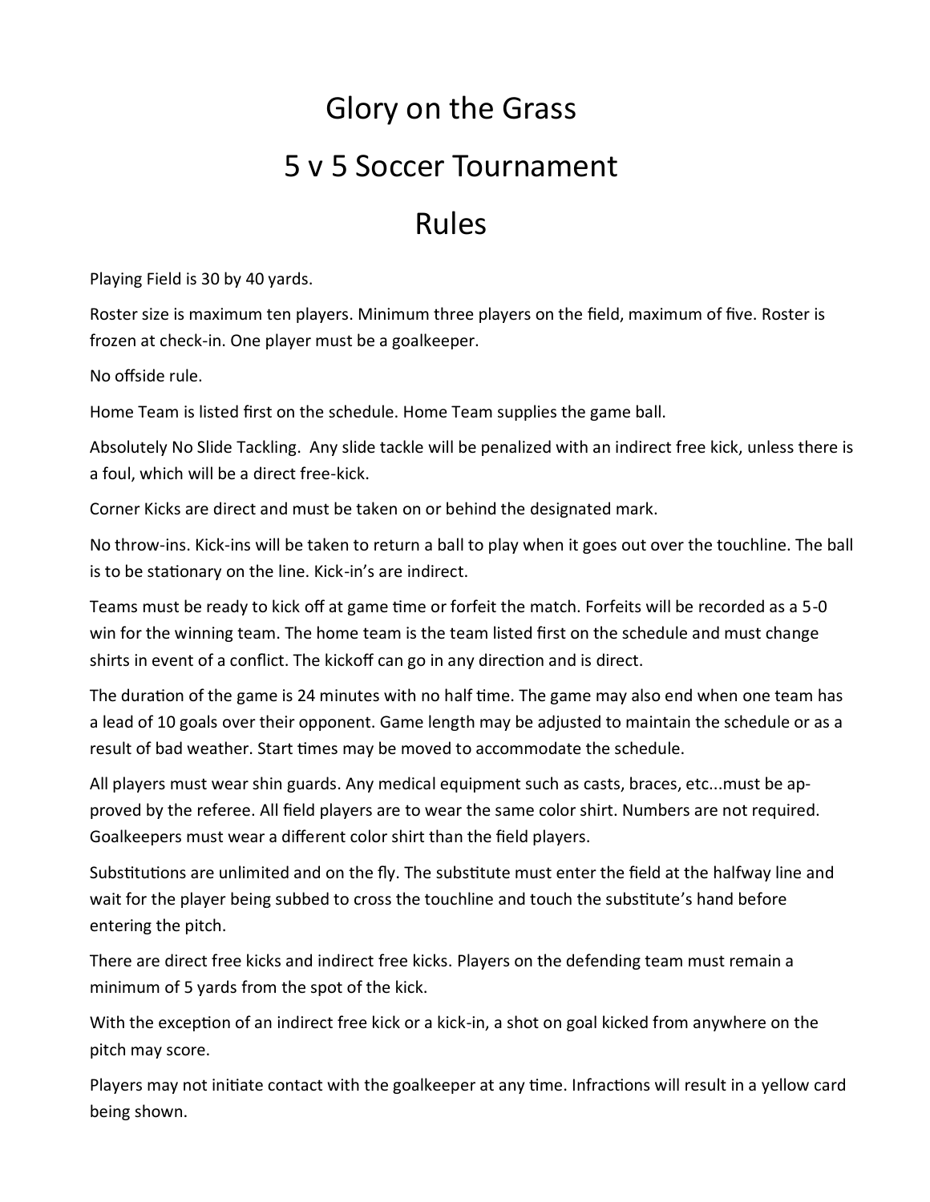# Glory on the Grass

# 5 v 5 Soccer Tournament

# Rules

Playing Field is 30 by 40 yards.

Roster size is maximum ten players. Minimum three players on the field, maximum of five. Roster is frozen at check-in. One player must be a goalkeeper.

No offside rule.

Home Team is listed first on the schedule. Home Team supplies the game ball.

Absolutely No Slide Tackling. Any slide tackle will be penalized with an indirect free kick, unless there is a foul, which will be a direct free-kick.

Corner Kicks are direct and must be taken on or behind the designated mark.

No throw-ins. Kick-ins will be taken to return a ball to play when it goes out over the touchline. The ball is to be stationary on the line. Kick-in's are indirect.

Teams must be ready to kick off at game time or forfeit the match. Forfeits will be recorded as a 5-0 win for the winning team. The home team is the team listed first on the schedule and must change shirts in event of a conflict. The kickoff can go in any direction and is direct.

The duration of the game is 24 minutes with no half time. The game may also end when one team has a lead of 10 goals over their opponent. Game length may be adjusted to maintain the schedule or as a result of bad weather. Start times may be moved to accommodate the schedule.

All players must wear shin guards. Any medical equipment such as casts, braces, etc...must be approved by the referee. All field players are to wear the same color shirt. Numbers are not required. Goalkeepers must wear a different color shirt than the field players.

Substitutions are unlimited and on the fly. The substitute must enter the field at the halfway line and wait for the player being subbed to cross the touchline and touch the substitute's hand before entering the pitch.

There are direct free kicks and indirect free kicks. Players on the defending team must remain a minimum of 5 yards from the spot of the kick.

With the exception of an indirect free kick or a kick-in, a shot on goal kicked from anywhere on the pitch may score.

Players may not initiate contact with the goalkeeper at any time. Infractions will result in a yellow card being shown.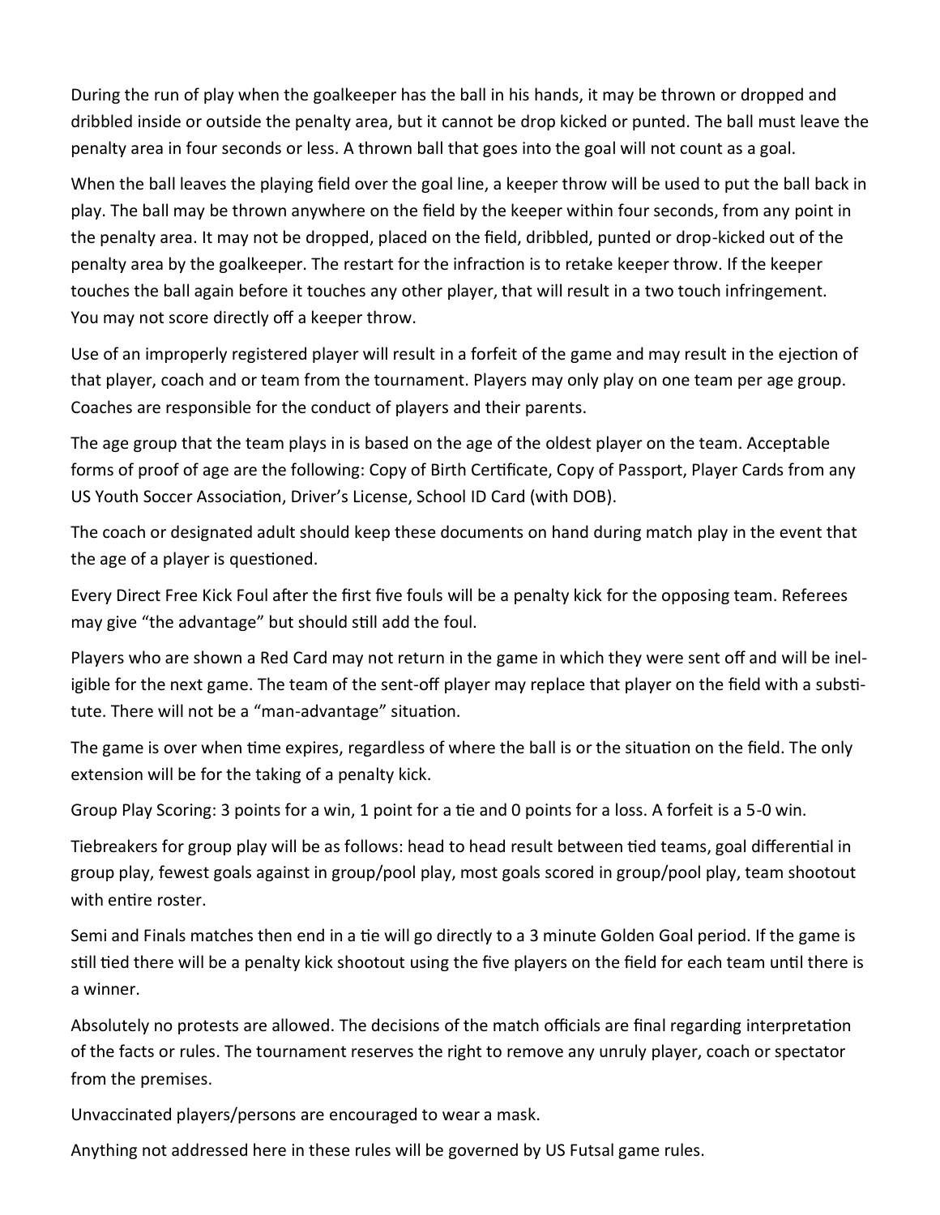During the run of play when the goalkeeper has the ball in his hands, it may be thrown or dropped and dribbled inside or outside the penalty area, but it cannot be drop kicked or punted. The ball must leave the penalty area in four seconds or less. A thrown ball that goes into the goal will not count as a goal.

When the ball leaves the playing field over the goal line, a keeper throw will be used to put the ball back in play. The ball may be thrown anywhere on the field by the keeper within four seconds, from any point in the penalty area. It may not be dropped, placed on the field, dribbled, punted or drop-kicked out of the penalty area by the goalkeeper. The restart for the infraction is to retake keeper throw. If the keeper touches the ball again before it touches any other player, that will result in a two touch infringement. You may not score directly off a keeper throw.

Use of an improperly registered player will result in a forfeit of the game and may result in the ejection of that player, coach and or team from the tournament. Players may only play on one team per age group. Coaches are responsible for the conduct of players and their parents.

The age group that the team plays in is based on the age of the oldest player on the team. Acceptable forms of proof of age are the following: Copy of Birth Certificate, Copy of Passport, Player Cards from any US Youth Soccer Association, Driver's License, School ID Card (with DOB).

The coach or designated adult should keep these documents on hand during match play in the event that the age of a player is questioned.

Every Direct Free Kick Foul after the first five fouls will be a penalty kick for the opposing team. Referees may give "the advantage" but should still add the foul.

Players who are shown a Red Card may not return in the game in which they were sent off and will be ineligible for the next game. The team of the sent-off player may replace that player on the field with a substitute. There will not be a "man-advantage" situation.

The game is over when time expires, regardless of where the ball is or the situation on the field. The only extension will be for the taking of a penalty kick.

Group Play Scoring: 3 points for a win, 1 point for a tie and 0 points for a loss. A forfeit is a 5-0 win.

Tiebreakers for group play will be as follows: head to head result between tied teams, goal differential in group play, fewest goals against in group/pool play, most goals scored in group/pool play, team shootout with entire roster.

Semi and Finals matches then end in a tie will go directly to a 3 minute Golden Goal period. If the game is still tied there will be a penalty kick shootout using the five players on the field for each team until there is a winner.

Absolutely no protests are allowed. The decisions of the match officials are final regarding interpretation of the facts or rules. The tournament reserves the right to remove any unruly player, coach or spectator from the premises.

Unvaccinated players/persons are encouraged to wear a mask.

Anything not addressed here in these rules will be governed by US Futsal game rules.